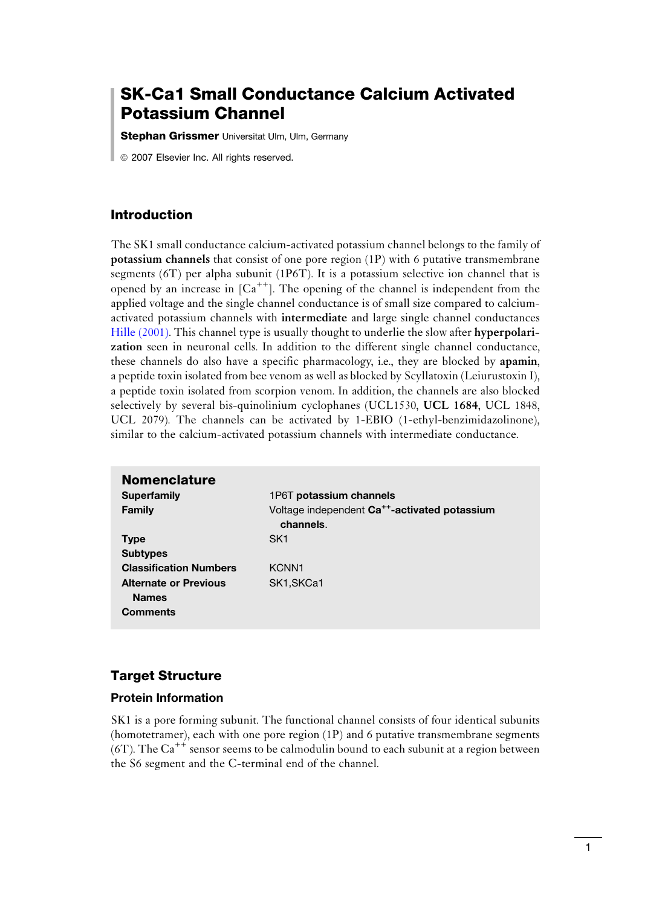# SK-Ca1 Small Conductance Calcium Activated Potassium Channel

**Stephan Grissmer** Universitat Ulm, Ulm, Germany

© 2007 Elsevier Inc. All rights reserved.

## Introduction

The SK1 small conductance calcium-activated potassium channel belongs to the family of **potassium channels** that consist of one pore region (1P) with 6 putative transmembrane segments (6T) per alpha subunit (1P6T). It is a potassium selective ion channel that is opened by an increase in $[Ca^{++}]$. The opening of the channel is independent from the applied voltage and the single channel conductance is of small size compared to calcium-activated potassium channels with **intermediate** and large single channel conductances Hille (2001). This channel type is usually thought to underlie the slow after **hyperpolarization** seen in neuronal cells. In addition to the different single channel conductance, these channels do also have a specific pharmacology, i.e., they are blocked by **apamin**, a peptide toxin isolated from bee venom as well as blocked by Scyllatoxin (Leiurustoxin I), a peptide toxin isolated from scorpion venom. In addition, the channels are also blocked selectively by several bis-quinolinium cyclophanes (UCL1530, **UCL 1684**, UCL 1848, UCL 2079). The channels can be activated by 1-EBIO (1-ethyl-benzimidazolinone), similar to the calcium-activated potassium channels with intermediate conductance.

### Nomenclature

| | |
|---|---|
| **Superfamily** | 1P6T **potassium channels** |
| **Family** | Voltage independent **$Ca^{++}$-activated potassium channels**. |
| **Type** | SK1 |
| **Subtypes** | |
| **Classification Numbers** | KCNN1 |
| **Alternate or Previous Names** | SK1,SKCa1 |
| **Comments** | |

## Target Structure

### Protein Information

SK1 is a pore forming subunit. The functional channel consists of four identical subunits (homotetramer), each with one pore region (1P) and 6 putative transmembrane segments (6T). The $Ca^{++}$ sensor seems to be calmodulin bound to each subunit at a region between the S6 segment and the C-terminal end of the channel.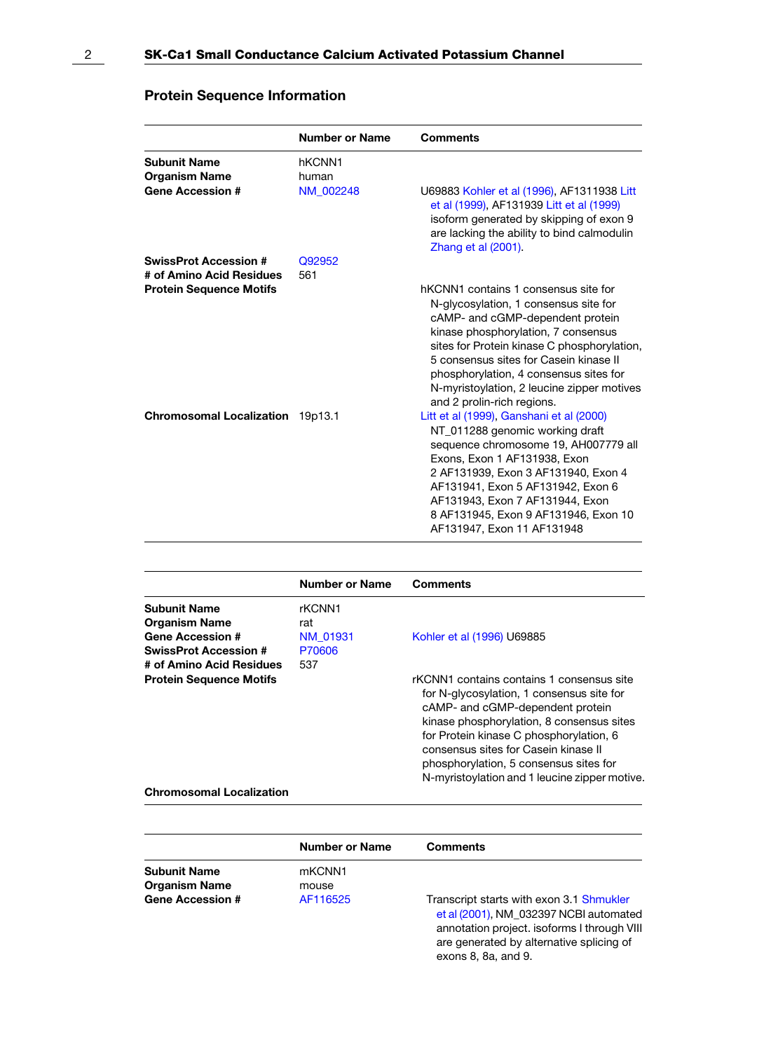## Protein Sequence Information

| | Number or Name | Comments |
|---|---|---|
| **Subunit Name** | hKCNN1 | |
| **Organism Name** | human | |
| **Gene Accession #** | NM_002248 | U69883 Kohler et al (1996), AF1311938 Litt et al (1999), AF131939 Litt et al (1999) isoform generated by skipping of exon 9 are lacking the ability to bind calmodulin Zhang et al (2001). |
| **SwissProt Accession #** | Q92952 | |
| **# of Amino Acid Residues** | 561 | |
| **Protein Sequence Motifs** | | hKCNN1 contains 1 consensus site for N-glycosylation, 1 consensus site for cAMP- and cGMP-dependent protein kinase phosphorylation, 7 consensus sites for Protein kinase C phosphorylation, 5 consensus sites for Casein kinase II phosphorylation, 4 consensus sites for N-myristoylation, 2 leucine zipper motives and 2 prolin-rich regions. |
| **Chromosomal Localization** | 19p13.1 | Litt et al (1999), Ganshani et al (2000) NT_011288 genomic working draft sequence chromosome 19, AH007779 all Exons, Exon 1 AF131938, Exon 2 AF131939, Exon 3 AF131940, Exon 4 AF131941, Exon 5 AF131942, Exon 6 AF131943, Exon 7 AF131944, Exon 8 AF131945, Exon 9 AF131946, Exon 10 AF131947, Exon 11 AF131948 |

| | Number or Name | Comments |
|---|---|---|
| **Subunit Name** | rKCNN1 | |
| **Organism Name** | rat | |
| **Gene Accession #** | NM_01931 | Kohler et al (1996) U69885 |
| **SwissProt Accession #** | P70606 | |
| **# of Amino Acid Residues** | 537 | |
| **Protein Sequence Motifs** | | rKCNN1 contains contains 1 consensus site for N-glycosylation, 1 consensus site for cAMP- and cGMP-dependent protein kinase phosphorylation, 8 consensus sites for Protein kinase C phosphorylation, 6 consensus sites for Casein kinase II phosphorylation, 5 consensus sites for N-myristoylation and 1 leucine zipper motive. |
| **Chromosomal Localization** | | |

| | Number or Name | Comments |
|---|---|---|
| **Subunit Name** | mKCNN1 | |
| **Organism Name** | mouse | |
| **Gene Accession #** | AF116525 | Transcript starts with exon 3.1 Shmukler et al (2001), NM_032397 NCBI automated annotation project. isoforms I through VIII are generated by alternative splicing of exons 8, 8a, and 9. |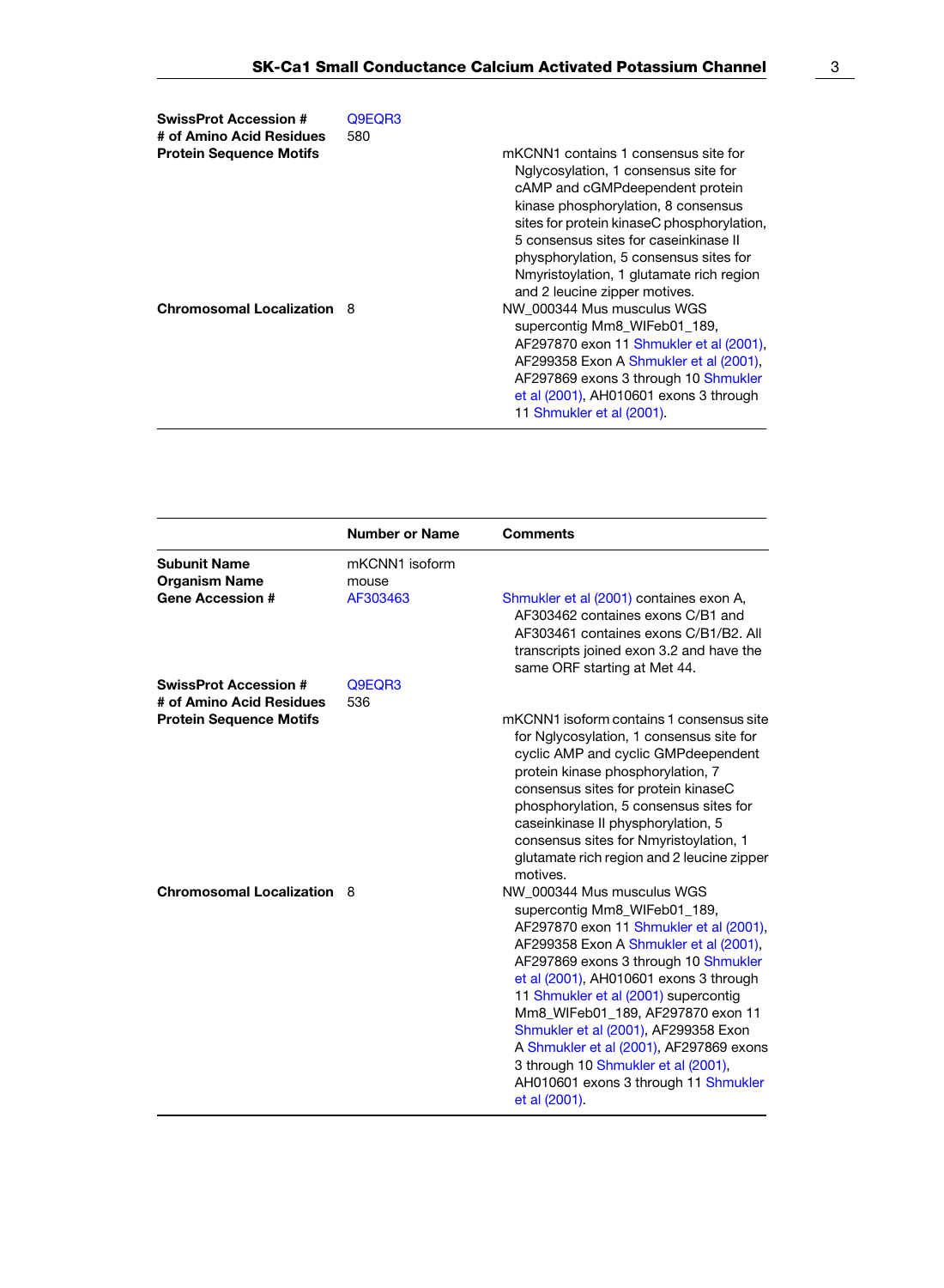| | | |
|---|---|---|
| **SwissProt Accession #** | Q9EQR3 | |
| **# of Amino Acid Residues** | 580 | |
| **Protein Sequence Motifs** | | mKCNN1 contains 1 consensus site for Nglycosylation, 1 consensus site for cAMP and cGMPdeependent protein kinase phosphorylation, 8 consensus sites for protein kinaseC phosphorylation, 5 consensus sites for caseinkinase II physphorylation, 5 consensus sites for Nmyristoylation, 1 glutamate rich region and 2 leucine zipper motives. |
| **Chromosomal Localization** | 8 | NW_000344 Mus musculus WGS supercontig Mm8_WIFeb01_189, AF297870 exon 11 Shmukler et al (2001), AF299358 Exon A Shmukler et al (2001), AF297869 exons 3 through 10 Shmukler et al (2001), AH010601 exons 3 through 11 Shmukler et al (2001). |

| | Number or Name | Comments |
|---|---|---|
| **Subunit Name** | mKCNN1 isoform | |
| **Organism Name** | mouse | |
| **Gene Accession #** | AF303463 | Shmukler et al (2001) containes exon A, AF303462 containes exons C/B1 and AF303461 containes exons C/B1/B2. All transcripts joined exon 3.2 and have the same ORF starting at Met 44. |
| **SwissProt Accession #** | Q9EQR3 | |
| **# of Amino Acid Residues** | 536 | |
| **Protein Sequence Motifs** | | mKCNN1 isoform contains 1 consensus site for Nglycosylation, 1 consensus site for cyclic AMP and cyclic GMPdeependent protein kinase phosphorylation, 7 consensus sites for protein kinaseC phosphorylation, 5 consensus sites for caseinkinase II physphorylation, 5 consensus sites for Nmyristoylation, 1 glutamate rich region and 2 leucine zipper motives. |
| **Chromosomal Localization** | 8 | NW_000344 Mus musculus WGS supercontig Mm8_WIFeb01_189, AF297870 exon 11 Shmukler et al (2001), AF299358 Exon A Shmukler et al (2001), AF297869 exons 3 through 10 Shmukler et al (2001), AH010601 exons 3 through 11 Shmukler et al (2001) supercontig Mm8_WIFeb01_189, AF297870 exon 11 Shmukler et al (2001), AF299358 Exon A Shmukler et al (2001), AF297869 exons 3 through 10 Shmukler et al (2001), AH010601 exons 3 through 11 Shmukler et al (2001). |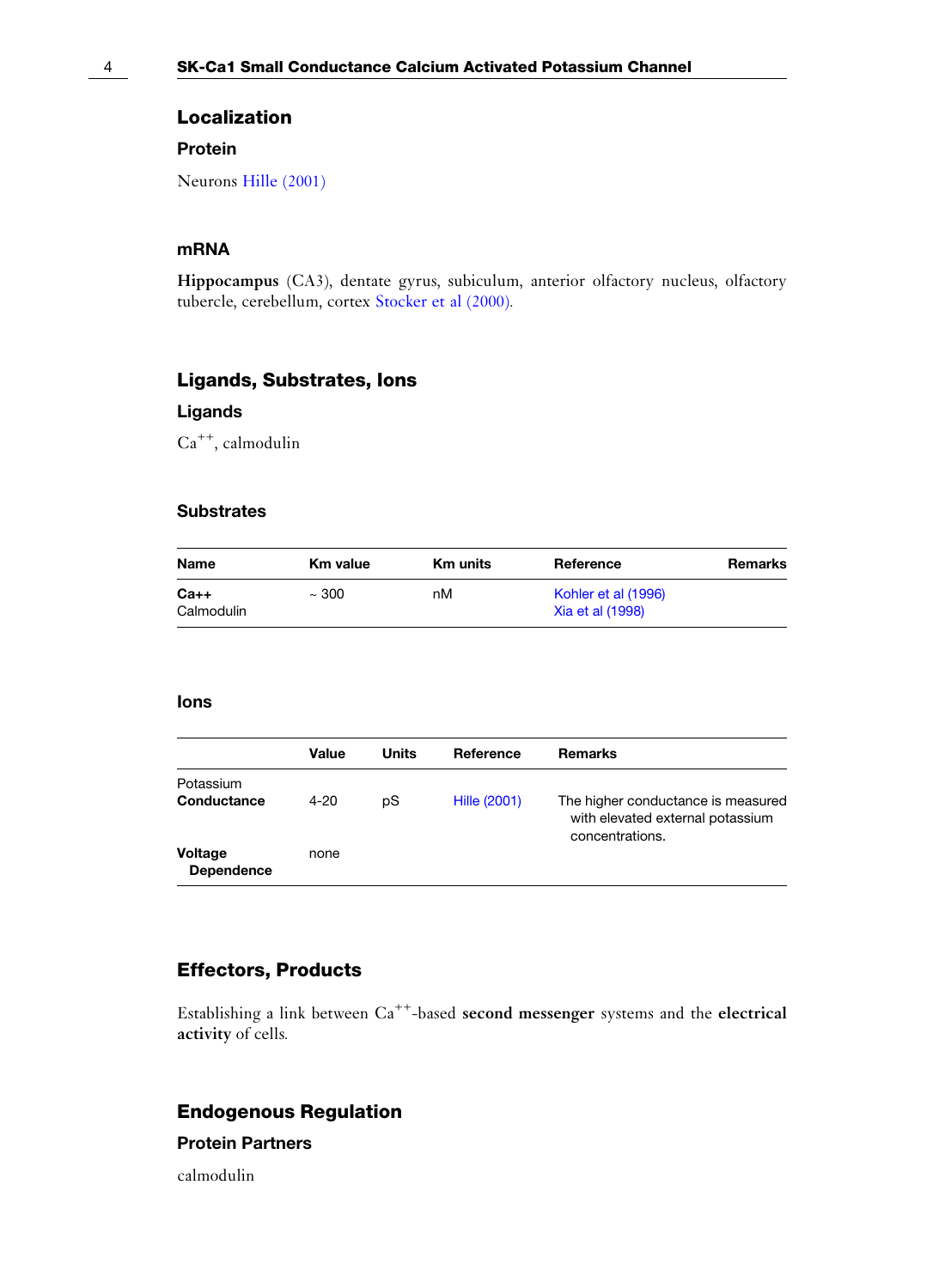## Localization

### Protein

Neurons Hille (2001)

### mRNA

**Hippocampus** (CA3), dentate gyrus, subiculum, anterior olfactory nucleus, olfactory tubercle, cerebellum, cortex Stocker et al (2000).

## Ligands, Substrates, Ions

### Ligands

$Ca^{++}$, calmodulin

### Substrates

| Name | Km value | Km units | Reference | Remarks |
|---|---|---|---|---|
| **Ca++** Calmodulin | ~ 300 | nM | Kohler et al (1996) Xia et al (1998) | |

### Ions

| | Value | Units | Reference | Remarks |
|---|---|---|---|---|
| Potassium **Conductance** | 4-20 | pS | Hille (2001) | The higher conductance is measured with elevated external potassium concentrations. |
| **Voltage Dependence** | none | | | |

## Effectors, Products

Establishing a link between $Ca^{++}$-based **second messenger** systems and the **electrical activity** of cells.

## Endogenous Regulation

### Protein Partners

calmodulin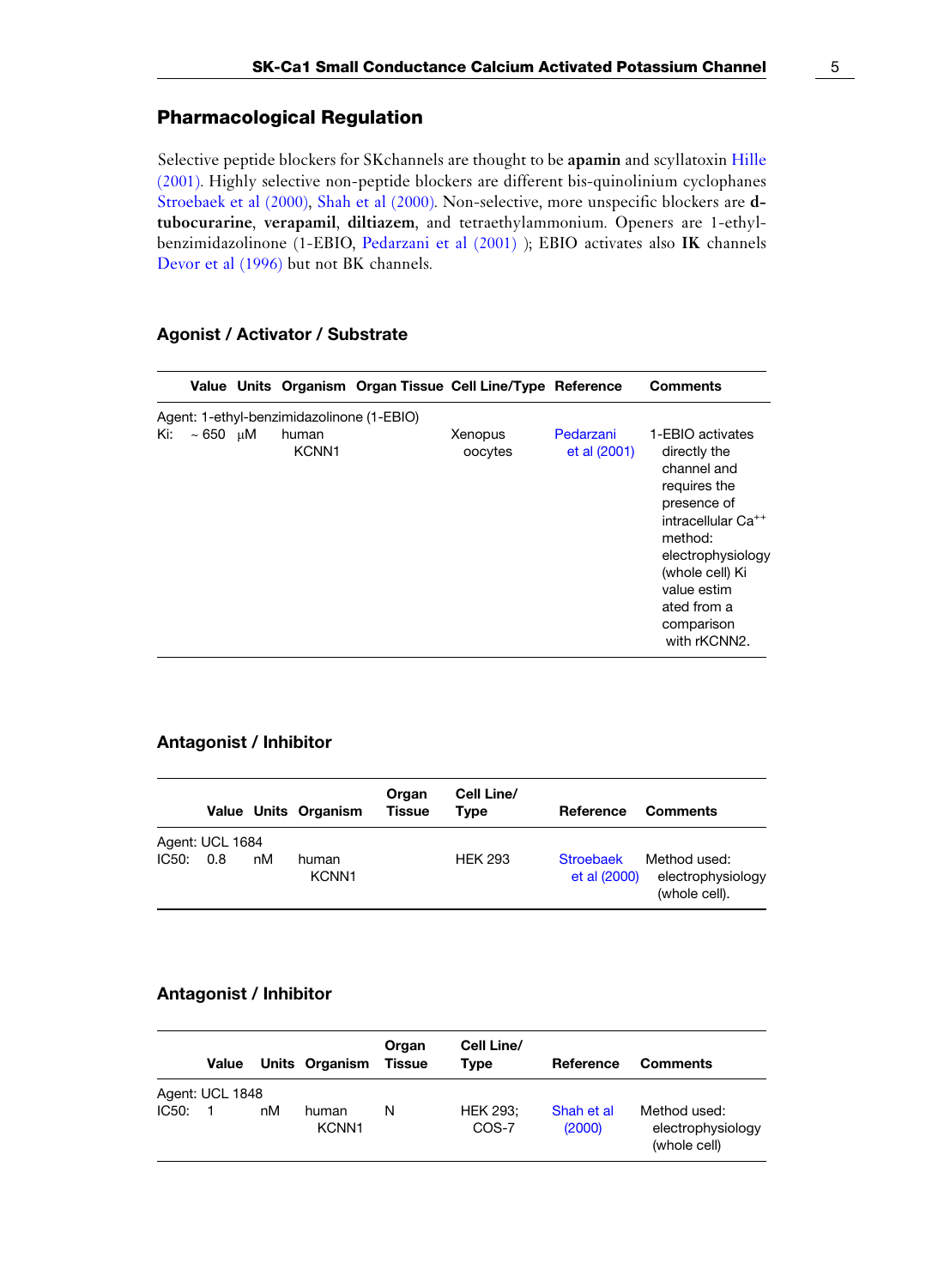## Pharmacological Regulation

Selective peptide blockers for SKchannels are thought to be **apamin** and scyllatoxin Hille (2001). Highly selective non-peptide blockers are different bis-quinolinium cyclophanes Stroebaek et al (2000), Shah et al (2000). Non-selective, more unspecific blockers are **d-tubocurarine**, **verapamil**, **diltiazem**, and tetraethylammonium. Openers are 1-ethyl-benzimidazolinone (1-EBIO, Pedarzani et al (2001) ); EBIO activates also **IK** channels Devor et al (1996) but not BK channels.

### Agonist / Activator / Substrate

| | Value | Units | Organism | Organ Tissue | Cell Line/Type | Reference | Comments |
|---|---|---|---|---|---|---|---|
| Agent: 1-ethyl-benzimidazolinone (1-EBIO) | | | | | | | |
| Ki: | ~ 650 | μM | human KCNN1 | | Xenopus oocytes | Pedarzani et al (2001) | 1-EBIO activates directly the channel and requires the presence of intracellular $Ca^{++}$ method: electrophysiology (whole cell) Ki value estimated from a comparison with rKCNN2. |

### Antagonist / Inhibitor

| | Value | Units | Organism | Organ Tissue | Cell Line/Type | Reference | Comments |
|---|---|---|---|---|---|---|---|
| Agent: UCL 1684 | | | | | | | |
| IC50: | 0.8 | nM | human KCNN1 | | HEK 293 | Stroebaek et al (2000) | Method used: electrophysiology (whole cell). |

### Antagonist / Inhibitor

| | Value | Units | Organism | Organ Tissue | Cell Line/Type | Reference | Comments |
|---|---|---|---|---|---|---|---|
| Agent: UCL 1848 | | | | | | | |
| IC50: | 1 | nM | human KCNN1 | N | HEK 293; COS-7 | Shah et al (2000) | Method used: electrophysiology (whole cell) |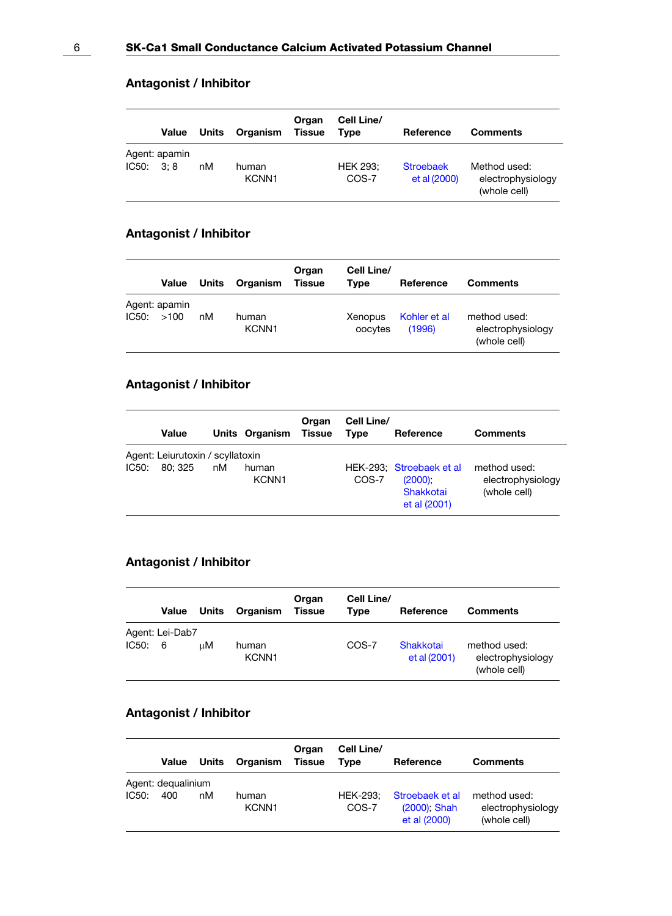## Antagonist / Inhibitor

| | Value | Units | Organism | Organ Tissue | Cell Line/ Type | Reference | Comments |
|---|---|---|---|---|---|---|---|
| Agent: apamin | | | | | | | |
| IC50: | 3; 8 | nM | human KCNN1 | | HEK 293; COS-7 | Stroebaek et al (2000) | Method used: electrophysiology (whole cell) |

## Antagonist / Inhibitor

| | Value | Units | Organism | Organ Tissue | Cell Line/ Type | Reference | Comments |
|---|---|---|---|---|---|---|---|
| Agent: apamin | | | | | | | |
| IC50: | >100 | nM | human KCNN1 | | Xenopus oocytes | Kohler et al (1996) | method used: electrophysiology (whole cell) |

## Antagonist / Inhibitor

| | Value | Units | Organism | Organ Tissue | Cell Line/ Type | Reference | Comments |
|---|---|---|---|---|---|---|---|
| Agent: Leiurutoxin / scyllatoxin | | | | | | | |
| IC50: | 80; 325 | nM | human KCNN1 | | HEK-293; COS-7 | Stroebaek et al (2000); Shakkotai et al (2001) | method used: electrophysiology (whole cell) |

## Antagonist / Inhibitor

| | Value | Units | Organism | Organ Tissue | Cell Line/ Type | Reference | Comments |
|---|---|---|---|---|---|---|---|
| Agent: Lei-Dab7 | | | | | | | |
| IC50: | 6 | μM | human KCNN1 | | COS-7 | Shakkotai et al (2001) | method used: electrophysiology (whole cell) |

## Antagonist / Inhibitor

| | Value | Units | Organism | Organ Tissue | Cell Line/ Type | Reference | Comments |
|---|---|---|---|---|---|---|---|
| Agent: dequalinium | | | | | | | |
| IC50: | 400 | nM | human KCNN1 | | HEK-293; COS-7 | Stroebaek et al (2000); Shah et al (2000) | method used: electrophysiology (whole cell) |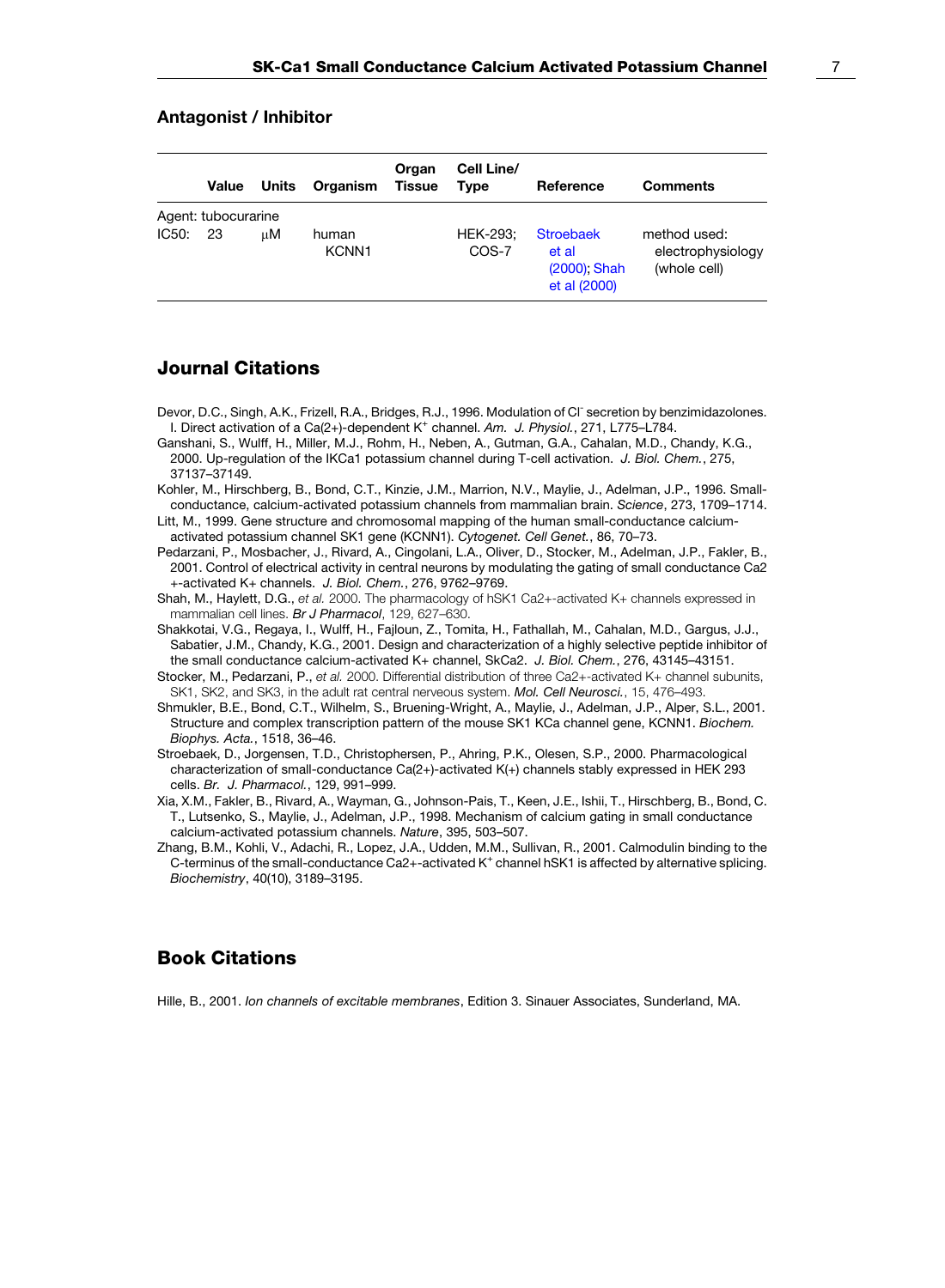## Antagonist / Inhibitor

| | Value | Units | Organism | Organ Tissue | Cell Line/ Type | Reference | Comments |
|---|---|---|---|---|---|---|---|
| Agent: tubocurarine | | | | | | | |
| IC50: | 23 | μM | human KCNN1 | | HEK-293; COS-7 | Stroebaek et al (2000); Shah et al (2000) | method used: electrophysiology (whole cell) |

## Journal Citations

Devor, D.C., Singh, A.K., Frizell, R.A., Bridges, R.J., 1996. Modulation of $Cl^-$ secretion by benzimidazolones. I. Direct activation of a Ca(2+)-dependent $K^+$ channel. *Am. J. Physiol.*, 271, L775–L784.

Ganshani, S., Wulff, H., Miller, M.J., Rohm, H., Neben, A., Gutman, G.A., Cahalan, M.D., Chandy, K.G., 2000. Up-regulation of the IKCa1 potassium channel during T-cell activation. *J. Biol. Chem.*, 275, 37137–37149.

Kohler, M., Hirschberg, B., Bond, C.T., Kinzie, J.M., Marrion, N.V., Maylie, J., Adelman, J.P., 1996. Small-conductance, calcium-activated potassium channels from mammalian brain. *Science*, 273, 1709–1714.

Litt, M., 1999. Gene structure and chromosomal mapping of the human small-conductance calcium-activated potassium channel SK1 gene (KCNN1). *Cytogenet. Cell Genet.*, 86, 70–73.

Pedarzani, P., Mosbacher, J., Rivard, A., Cingolani, L.A., Oliver, D., Stocker, M., Adelman, J.P., Fakler, B., 2001. Control of electrical activity in central neurons by modulating the gating of small conductance Ca2+-activated K+ channels. *J. Biol. Chem.*, 276, 9762–9769.

Shah, M., Haylett, D.G., *et al.* 2000. The pharmacology of hSK1 Ca2+-activated K+ channels expressed in mammalian cell lines. *Br J Pharmacol*, 129, 627–630.

Shakkotai, V.G., Regaya, I., Wulff, H., Fajloun, Z., Tomita, H., Fathallah, M., Cahalan, M.D., Gargus, J.J., Sabatier, J.M., Chandy, K.G., 2001. Design and characterization of a highly selective peptide inhibitor of the small conductance calcium-activated K+ channel, SkCa2. *J. Biol. Chem.*, 276, 43145–43151.

Stocker, M., Pedarzani, P., *et al.* 2000. Differential distribution of three Ca2+-activated K+ channel subunits, SK1, SK2, and SK3, in the adult rat central nerveous system. *Mol. Cell Neurosci.*, 15, 476–493.

Shmukler, B.E., Bond, C.T., Wilhelm, S., Bruening-Wright, A., Maylie, J., Adelman, J.P., Alper, S.L., 2001. Structure and complex transcription pattern of the mouse SK1 KCa channel gene, KCNN1. *Biochem. Biophys. Acta.*, 1518, 36–46.

Stroebaek, D., Jorgensen, T.D., Christophersen, P., Ahring, P.K., Olesen, S.P., 2000. Pharmacological characterization of small-conductance Ca(2+)-activated K(+) channels stably expressed in HEK 293 cells. *Br. J. Pharmacol.*, 129, 991–999.

Xia, X.M., Fakler, B., Rivard, A., Wayman, G., Johnson-Pais, T., Keen, J.E., Ishii, T., Hirschberg, B., Bond, C. T., Lutsenko, S., Maylie, J., Adelman, J.P., 1998. Mechanism of calcium gating in small conductance calcium-activated potassium channels. *Nature*, 395, 503–507.

Zhang, B.M., Kohli, V., Adachi, R., Lopez, J.A., Udden, M.M., Sullivan, R., 2001. Calmodulin binding to the C-terminus of the small-conductance Ca2+-activated $K^+$ channel hSK1 is affected by alternative splicing. *Biochemistry*, 40(10), 3189–3195.

## Book Citations

Hille, B., 2001. *Ion channels of excitable membranes*, Edition 3. Sinauer Associates, Sunderland, MA.